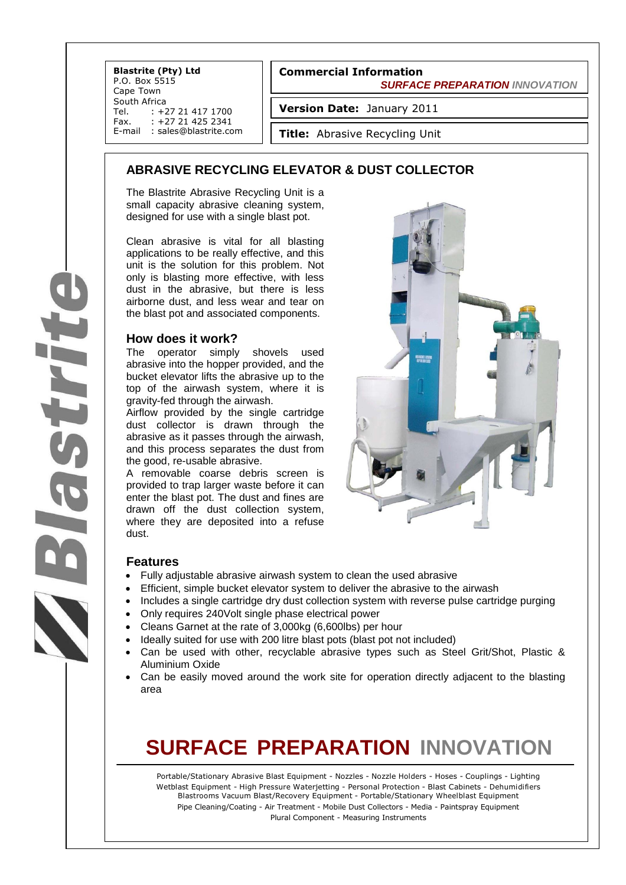**Blastrite (Pty) Ltd**
P.O. Box 5515
Cape Town
South Africa
Tel. : +27 21 417 1700
Fax. : +27 21 425 2341
E-mail : sales@blastrite.com

**Commercial Information**
***SURFACE PREPARATION*** *INNOVATION*

**Version Date:** January 2011

**Title:** Abrasive Recycling Unit

## ABRASIVE RECYCLING ELEVATOR & DUST COLLECTOR

The Blastrite Abrasive Recycling Unit is a small capacity abrasive cleaning system, designed for use with a single blast pot.

Clean abrasive is vital for all blasting applications to be really effective, and this unit is the solution for this problem. Not only is blasting more effective, with less dust in the abrasive, but there is less airborne dust, and less wear and tear on the blast pot and associated components.

### How does it work?

The operator simply shovels used abrasive into the hopper provided, and the bucket elevator lifts the abrasive up to the top of the airwash system, where it is gravity-fed through the airwash.
Airflow provided by the single cartridge dust collector is drawn through the abrasive as it passes through the airwash, and this process separates the dust from the good, re-usable abrasive.
A removable coarse debris screen is provided to trap larger waste before it can enter the blast pot. The dust and fines are drawn off the dust collection system, where they are deposited into a refuse dust.

### Features

- Fully adjustable abrasive airwash system to clean the used abrasive
- Efficient, simple bucket elevator system to deliver the abrasive to the airwash
- Includes a single cartridge dry dust collection system with reverse pulse cartridge purging
- Only requires 240Volt single phase electrical power
- Cleans Garnet at the rate of 3,000kg (6,600lbs) per hour
- Ideally suited for use with 200 litre blast pots (blast pot not included)
- Can be used with other, recyclable abrasive types such as Steel Grit/Shot, Plastic & Aluminium Oxide
- Can be easily moved around the work site for operation directly adjacent to the blasting area

# SURFACE PREPARATION INNOVATION

Portable/Stationary Abrasive Blast Equipment - Nozzles - Nozzle Holders - Hoses - Couplings - Lighting
Wetblast Equipment - High Pressure Waterjetting - Personal Protection - Blast Cabinets - Dehumidifiers
Blastrooms Vacuum Blast/Recovery Equipment - Portable/Stationary Wheelblast Equipment
Pipe Cleaning/Coating - Air Treatment - Mobile Dust Collectors - Media - Paintspray Equipment
Plural Component - Measuring Instruments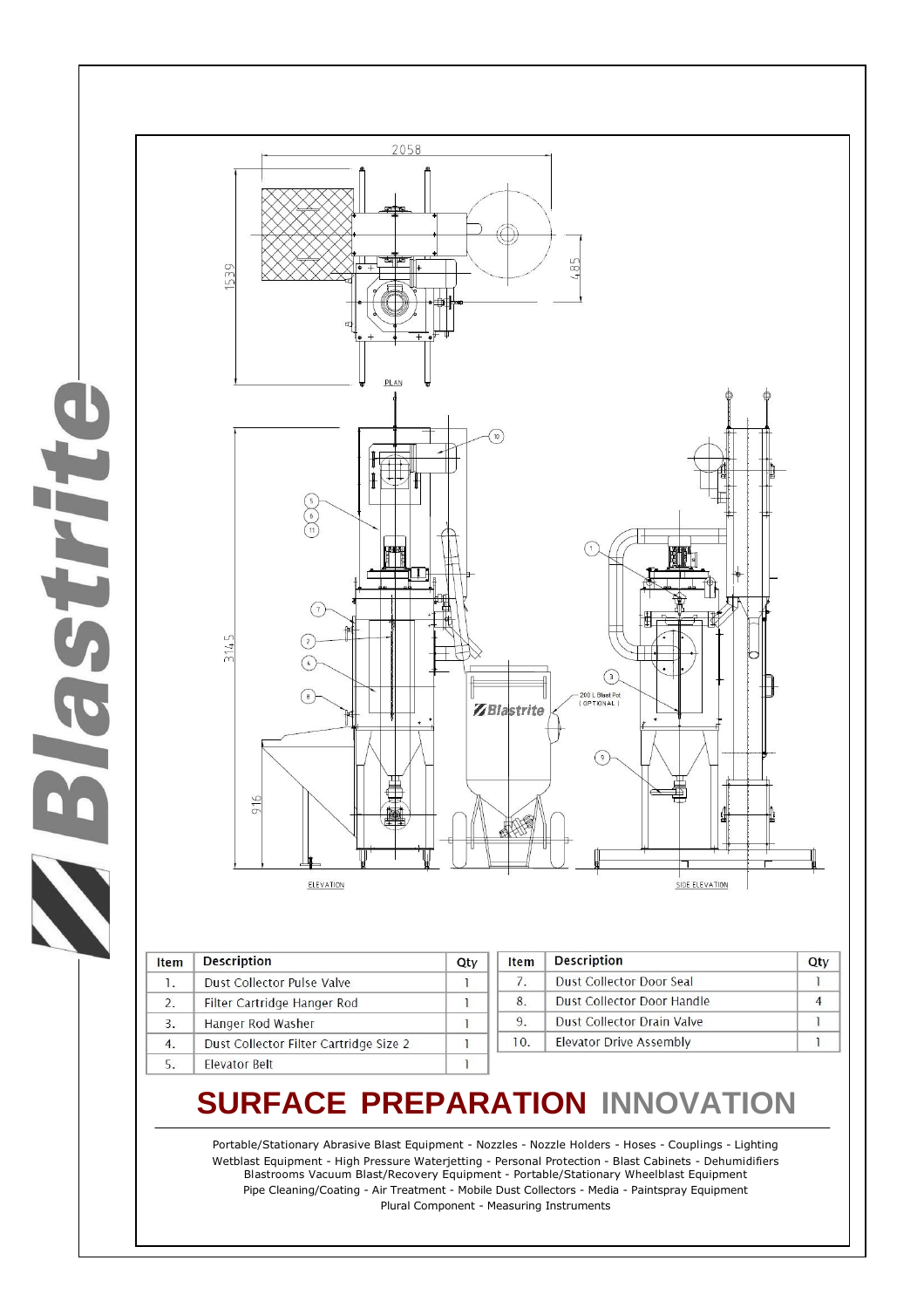2058

1539

485

PLAN

3145

916

200 L Blast Pot (OPTIONAL)

ELEVATION

SIDE ELEVATION

| Item | Description | Qty |
|---|---|---|
| 1. | Dust Collector Pulse Valve | 1 |
| 2. | Filter Cartridge Hanger Rod | 1 |
| 3. | Hanger Rod Washer | 1 |
| 4. | Dust Collector Filter Cartridge Size 2 | 1 |
| 5. | Elevator Belt | 1 |
| 7. | Dust Collector Door Seal | 1 |
| 8. | Dust Collector Door Handle | 4 |
| 9. | Dust Collector Drain Valve | 1 |
| 10. | Elevator Drive Assembly | 1 |

# SURFACE PREPARATION INNOVATION

Portable/Stationary Abrasive Blast Equipment - Nozzles - Nozzle Holders - Hoses - Couplings - Lighting
Wetblast Equipment - High Pressure Waterjetting - Personal Protection - Blast Cabinets - Dehumidifiers
Blastrooms Vacuum Blast/Recovery Equipment - Portable/Stationary Wheelblast Equipment
Pipe Cleaning/Coating - Air Treatment - Mobile Dust Collectors - Media - Paintspray Equipment
Plural Component - Measuring Instruments